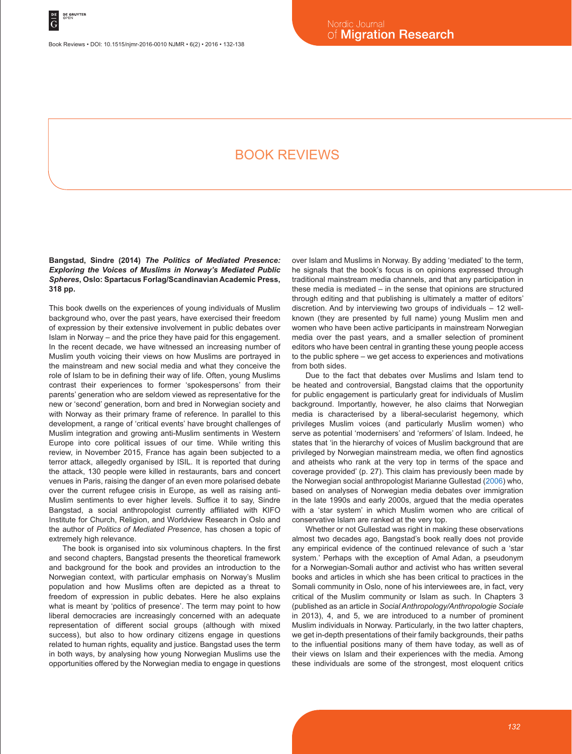# BOOK REVIEWS

**Bangstad, Sindre (2014)** ***The Politics of Mediated Presence: Exploring the Voices of Muslims in Norway's Mediated Public Spheres*****, Oslo: Spartacus Forlag/Scandinavian Academic Press, 318 pp.**

This book dwells on the experiences of young individuals of Muslim background who, over the past years, have exercised their freedom of expression by their extensive involvement in public debates over Islam in Norway – and the price they have paid for this engagement. In the recent decade, we have witnessed an increasing number of Muslim youth voicing their views on how Muslims are portrayed in the mainstream and new social media and what they conceive the role of Islam to be in defining their way of life. Often, young Muslims contrast their experiences to former 'spokespersons' from their parents' generation who are seldom viewed as representative for the new or 'second' generation, born and bred in Norwegian society and with Norway as their primary frame of reference. In parallel to this development, a range of 'critical events' have brought challenges of Muslim integration and growing anti-Muslim sentiments in Western Europe into core political issues of our time. While writing this review, in November 2015, France has again been subjected to a terror attack, allegedly organised by ISIL. It is reported that during the attack, 130 people were killed in restaurants, bars and concert venues in Paris, raising the danger of an even more polarised debate over the current refugee crisis in Europe, as well as raising anti-Muslim sentiments to ever higher levels. Suffice it to say, Sindre Bangstad, a social anthropologist currently affiliated with KIFO Institute for Church, Religion, and Worldview Research in Oslo and the author of *Politics of Mediated Presence*, has chosen a topic of extremely high relevance.

The book is organised into six voluminous chapters. In the first and second chapters, Bangstad presents the theoretical framework and background for the book and provides an introduction to the Norwegian context, with particular emphasis on Norway's Muslim population and how Muslims often are depicted as a threat to freedom of expression in public debates. Here he also explains what is meant by 'politics of presence'. The term may point to how liberal democracies are increasingly concerned with an adequate representation of different social groups (although with mixed success), but also to how ordinary citizens engage in questions related to human rights, equality and justice. Bangstad uses the term in both ways, by analysing how young Norwegian Muslims use the opportunities offered by the Norwegian media to engage in questions over Islam and Muslims in Norway. By adding 'mediated' to the term, he signals that the book's focus is on opinions expressed through traditional mainstream media channels, and that any participation in these media is mediated – in the sense that opinions are structured through editing and that publishing is ultimately a matter of editors' discretion. And by interviewing two groups of individuals – 12 well-known (they are presented by full name) young Muslim men and women who have been active participants in mainstream Norwegian media over the past years, and a smaller selection of prominent editors who have been central in granting these young people access to the public sphere – we get access to experiences and motivations from both sides.

Due to the fact that debates over Muslims and Islam tend to be heated and controversial, Bangstad claims that the opportunity for public engagement is particularly great for individuals of Muslim background. Importantly, however, he also claims that Norwegian media is characterised by a liberal-secularist hegemony, which privileges Muslim voices (and particularly Muslim women) who serve as potential 'modernisers' and 'reformers' of Islam. Indeed, he states that 'in the hierarchy of voices of Muslim background that are privileged by Norwegian mainstream media, we often find agnostics and atheists who rank at the very top in terms of the space and coverage provided' (p. 27). This claim has previously been made by the Norwegian social anthropologist Marianne Gullestad (2006) who, based on analyses of Norwegian media debates over immigration in the late 1990s and early 2000s, argued that the media operates with a 'star system' in which Muslim women who are critical of conservative Islam are ranked at the very top.

Whether or not Gullestad was right in making these observations almost two decades ago, Bangstad's book really does not provide any empirical evidence of the continued relevance of such a 'star system.' Perhaps with the exception of Amal Adan, a pseudonym for a Norwegian-Somali author and activist who has written several books and articles in which she has been critical to practices in the Somali community in Oslo, none of his interviewees are, in fact, very critical of the Muslim community or Islam as such. In Chapters 3 (published as an article in *Social Anthropology/Anthropologie Sociale* in 2013), 4, and 5, we are introduced to a number of prominent Muslim individuals in Norway. Particularly, in the two latter chapters, we get in-depth presentations of their family backgrounds, their paths to the influential positions many of them have today, as well as of their views on Islam and their experiences with the media. Among these individuals are some of the strongest, most eloquent critics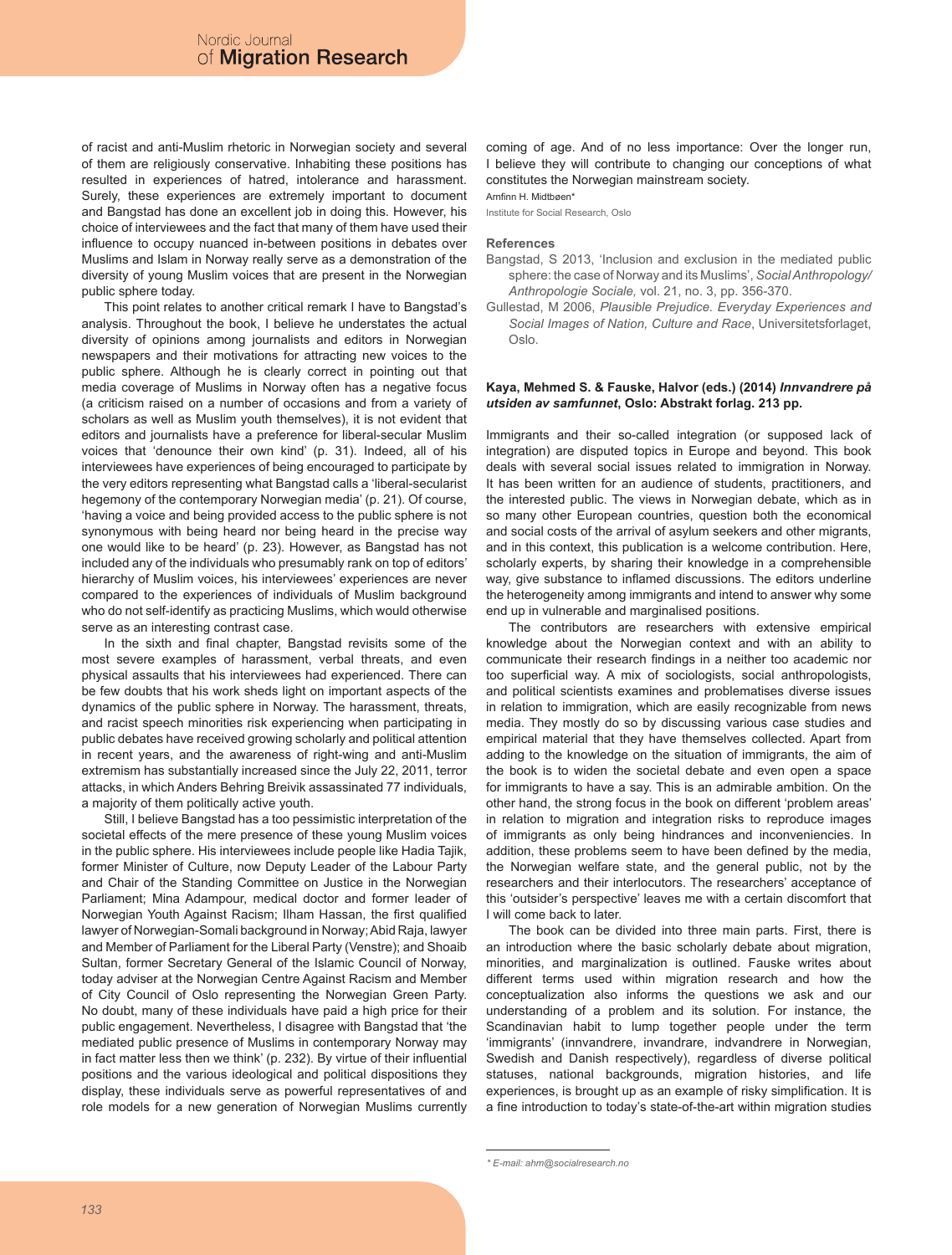of racist and anti-Muslim rhetoric in Norwegian society and several of them are religiously conservative. Inhabiting these positions has resulted in experiences of hatred, intolerance and harassment. Surely, these experiences are extremely important to document and Bangstad has done an excellent job in doing this. However, his choice of interviewees and the fact that many of them have used their influence to occupy nuanced in-between positions in debates over Muslims and Islam in Norway really serve as a demonstration of the diversity of young Muslim voices that are present in the Norwegian public sphere today.

This point relates to another critical remark I have to Bangstad's analysis. Throughout the book, I believe he understates the actual diversity of opinions among journalists and editors in Norwegian newspapers and their motivations for attracting new voices to the public sphere. Although he is clearly correct in pointing out that media coverage of Muslims in Norway often has a negative focus (a criticism raised on a number of occasions and from a variety of scholars as well as Muslim youth themselves), it is not evident that editors and journalists have a preference for liberal-secular Muslim voices that 'denounce their own kind' (p. 31). Indeed, all of his interviewees have experiences of being encouraged to participate by the very editors representing what Bangstad calls a 'liberal-secularist hegemony of the contemporary Norwegian media' (p. 21). Of course, 'having a voice and being provided access to the public sphere is not synonymous with being heard nor being heard in the precise way one would like to be heard' (p. 23). However, as Bangstad has not included any of the individuals who presumably rank on top of editors' hierarchy of Muslim voices, his interviewees' experiences are never compared to the experiences of individuals of Muslim background who do not self-identify as practicing Muslims, which would otherwise serve as an interesting contrast case.

In the sixth and final chapter, Bangstad revisits some of the most severe examples of harassment, verbal threats, and even physical assaults that his interviewees had experienced. There can be few doubts that his work sheds light on important aspects of the dynamics of the public sphere in Norway. The harassment, threats, and racist speech minorities risk experiencing when participating in public debates have received growing scholarly and political attention in recent years, and the awareness of right-wing and anti-Muslim extremism has substantially increased since the July 22, 2011, terror attacks, in which Anders Behring Breivik assassinated 77 individuals, a majority of them politically active youth.

Still, I believe Bangstad has a too pessimistic interpretation of the societal effects of the mere presence of these young Muslim voices in the public sphere. His interviewees include people like Hadia Tajik, former Minister of Culture, now Deputy Leader of the Labour Party and Chair of the Standing Committee on Justice in the Norwegian Parliament; Mina Adampour, medical doctor and former leader of Norwegian Youth Against Racism; Ilham Hassan, the first qualified lawyer of Norwegian-Somali background in Norway; Abid Raja, lawyer and Member of Parliament for the Liberal Party (Venstre); and Shoaib Sultan, former Secretary General of the Islamic Council of Norway, today adviser at the Norwegian Centre Against Racism and Member of City Council of Oslo representing the Norwegian Green Party. No doubt, many of these individuals have paid a high price for their public engagement. Nevertheless, I disagree with Bangstad that 'the mediated public presence of Muslims in contemporary Norway may in fact matter less then we think' (p. 232). By virtue of their influential positions and the various ideological and political dispositions they display, these individuals serve as powerful representatives of and role models for a new generation of Norwegian Muslims currently coming of age. And of no less importance: Over the longer run, I believe they will contribute to changing our conceptions of what constitutes the Norwegian mainstream society.

Arnfinn H. Midtbøen*

Institute for Social Research, Oslo

**References**

Bangstad, S 2013, 'Inclusion and exclusion in the mediated public sphere: the case of Norway and its Muslims', *Social Anthropology/ Anthropologie Sociale,* vol. 21, no. 3, pp. 356-370.

Gullestad, M 2006, *Plausible Prejudice. Everyday Experiences and Social Images of Nation, Culture and Race*, Universitetsforlaget, Oslo.

**Kaya, Mehmed S. & Fauske, Halvor (eds.) (2014) *Innvandrere på utsiden av samfunnet*, Oslo: Abstrakt forlag. 213 pp.**

Immigrants and their so-called integration (or supposed lack of integration) are disputed topics in Europe and beyond. This book deals with several social issues related to immigration in Norway. It has been written for an audience of students, practitioners, and the interested public. The views in Norwegian debate, which as in so many other European countries, question both the economical and social costs of the arrival of asylum seekers and other migrants, and in this context, this publication is a welcome contribution. Here, scholarly experts, by sharing their knowledge in a comprehensible way, give substance to inflamed discussions. The editors underline the heterogeneity among immigrants and intend to answer why some end up in vulnerable and marginalised positions.

The contributors are researchers with extensive empirical knowledge about the Norwegian context and with an ability to communicate their research findings in a neither too academic nor too superficial way. A mix of sociologists, social anthropologists, and political scientists examines and problematises diverse issues in relation to immigration, which are easily recognizable from news media. They mostly do so by discussing various case studies and empirical material that they have themselves collected. Apart from adding to the knowledge on the situation of immigrants, the aim of the book is to widen the societal debate and even open a space for immigrants to have a say. This is an admirable ambition. On the other hand, the strong focus in the book on different 'problem areas' in relation to migration and integration risks to reproduce images of immigrants as only being hindrances and inconveniencies. In addition, these problems seem to have been defined by the media, the Norwegian welfare state, and the general public, not by the researchers and their interlocutors. The researchers' acceptance of this 'outsider's perspective' leaves me with a certain discomfort that I will come back to later.

The book can be divided into three main parts. First, there is an introduction where the basic scholarly debate about migration, minorities, and marginalization is outlined. Fauske writes about different terms used within migration research and how the conceptualization also informs the questions we ask and our understanding of a problem and its solution. For instance, the Scandinavian habit to lump together people under the term 'immigrants' (innvandrere, invandrare, indvandrere in Norwegian, Swedish and Danish respectively), regardless of diverse political statuses, national backgrounds, migration histories, and life experiences, is brought up as an example of risky simplification. It is a fine introduction to today's state-of-the-art within migration studies

* E-mail: ahm@socialresearch.no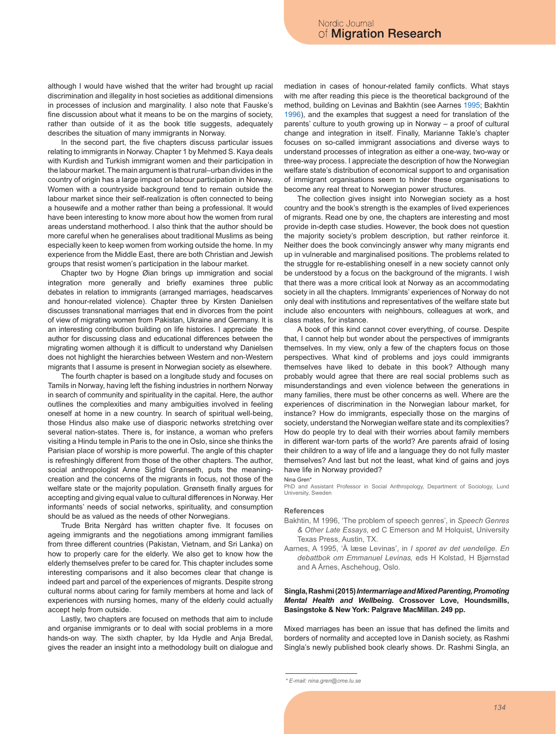although I would have wished that the writer had brought up racial discrimination and illegality in host societies as additional dimensions in processes of inclusion and marginality. I also note that Fauske's fine discussion about what it means to be on the margins of society, rather than outside of it as the book title suggests, adequately describes the situation of many immigrants in Norway.

In the second part, the five chapters discuss particular issues relating to immigrants in Norway. Chapter 1 by Mehmed S. Kaya deals with Kurdish and Turkish immigrant women and their participation in the labour market. The main argument is that rural–urban divides in the country of origin has a large impact on labour participation in Norway. Women with a countryside background tend to remain outside the labour market since their self-realization is often connected to being a housewife and a mother rather than being a professional. It would have been interesting to know more about how the women from rural areas understand motherhood. I also think that the author should be more careful when he generalises about traditional Muslims as being especially keen to keep women from working outside the home. In my experience from the Middle East, there are both Christian and Jewish groups that resist women's participation in the labour market.

Chapter two by Hogne Øian brings up immigration and social integration more generally and briefly examines three public debates in relation to immigrants (arranged marriages, headscarves and honour-related violence). Chapter three by Kirsten Danielsen discusses transnational marriages that end in divorces from the point of view of migrating women from Pakistan, Ukraine and Germany. It is an interesting contribution building on life histories. I appreciate the author for discussing class and educational differences between the migrating women although it is difficult to understand why Danielsen does not highlight the hierarchies between Western and non-Western migrants that I assume is present in Norwegian society as elsewhere.

The fourth chapter is based on a longitude study and focuses on Tamils in Norway, having left the fishing industries in northern Norway in search of community and spirituality in the capital. Here, the author outlines the complexities and many ambiguities involved in feeling oneself at home in a new country. In search of spiritual well-being, those Hindus also make use of diasporic networks stretching over several nation-states. There is, for instance, a woman who prefers visiting a Hindu temple in Paris to the one in Oslo, since she thinks the Parisian place of worship is more powerful. The angle of this chapter is refreshingly different from those of the other chapters. The author, social anthropologist Anne Sigfrid Grønseth, puts the meaning-creation and the concerns of the migrants in focus, not those of the welfare state or the majority population. Grønseth finally argues for accepting and giving equal value to cultural differences in Norway. Her informants' needs of social networks, spirituality, and consumption should be as valued as the needs of other Norwegians.

Trude Brita Nergård has written chapter five. It focuses on ageing immigrants and the negotiations among immigrant families from three different countries (Pakistan, Vietnam, and Sri Lanka) on how to properly care for the elderly. We also get to know how the elderly themselves prefer to be cared for. This chapter includes some interesting comparisons and it also becomes clear that change is indeed part and parcel of the experiences of migrants. Despite strong cultural norms about caring for family members at home and lack of experiences with nursing homes, many of the elderly could actually accept help from outside.

Lastly, two chapters are focused on methods that aim to include and organise immigrants or to deal with social problems in a more hands-on way. The sixth chapter, by Ida Hydle and Anja Bredal, gives the reader an insight into a methodology built on dialogue and mediation in cases of honour-related family conflicts. What stays with me after reading this piece is the theoretical background of the method, building on Levinas and Bakhtin (see Aarnes 1995; Bakhtin 1996), and the examples that suggest a need for translation of the parents' culture to youth growing up in Norway – a proof of cultural change and integration in itself. Finally, Marianne Takle's chapter focuses on so-called immigrant associations and diverse ways to understand processes of integration as either a one-way, two-way or three-way process. I appreciate the description of how the Norwegian welfare state's distribution of economical support to and organisation of immigrant organisations seem to hinder these organisations to become any real threat to Norwegian power structures.

The collection gives insight into Norwegian society as a host country and the book's strength is the examples of lived experiences of migrants. Read one by one, the chapters are interesting and most provide in-depth case studies. However, the book does not question the majority society's problem description, but rather reinforce it. Neither does the book convincingly answer why many migrants end up in vulnerable and marginalised positions. The problems related to the struggle for re-establishing oneself in a new society cannot only be understood by a focus on the background of the migrants. I wish that there was a more critical look at Norway as an accommodating society in all the chapters. Immigrants' experiences of Norway do not only deal with institutions and representatives of the welfare state but include also encounters with neighbours, colleagues at work, and class mates, for instance.

A book of this kind cannot cover everything, of course. Despite that, I cannot help but wonder about the perspectives of immigrants themselves. In my view, only a few of the chapters focus on those perspectives. What kind of problems and joys could immigrants themselves have liked to debate in this book? Although many probably would agree that there are real social problems such as misunderstandings and even violence between the generations in many families, there must be other concerns as well. Where are the experiences of discrimination in the Norwegian labour market, for instance? How do immigrants, especially those on the margins of society, understand the Norwegian welfare state and its complexities? How do people try to deal with their worries about family members in different war-torn parts of the world? Are parents afraid of losing their children to a way of life and a language they do not fully master themselves? And last but not the least, what kind of gains and joys have life in Norway provided?

Nina Gren*

PhD and Assistant Professor in Social Anthropology, Department of Sociology, Lund University, Sweden

### References

Bakhtin, M 1996, 'The problem of speech genres', in *Speech Genres & Other Late Essays*, ed C Emerson and M Holquist, University Texas Press, Austin, TX.

Aarnes, A 1995, 'Å læse Levinas', in *I sporet av det uendelige. En debattbok om Emmanuel Levinas,* eds H Kolstad, H Bjørnstad and A Årnes, Aschehoug, Oslo.

**Singla, Rashmi (2015) *Intermarriage and Mixed Parenting, Promoting Mental Health and Wellbeing*. Crossover Love, Houndsmills, Basingstoke & New York: Palgrave MacMillan. 249 pp.**

Mixed marriages has been an issue that has defined the limits and borders of normality and accepted love in Danish society, as Rashmi Singla's newly published book clearly shows. Dr. Rashmi Singla, an

\* E-mail: nina.gren@cme.lu.se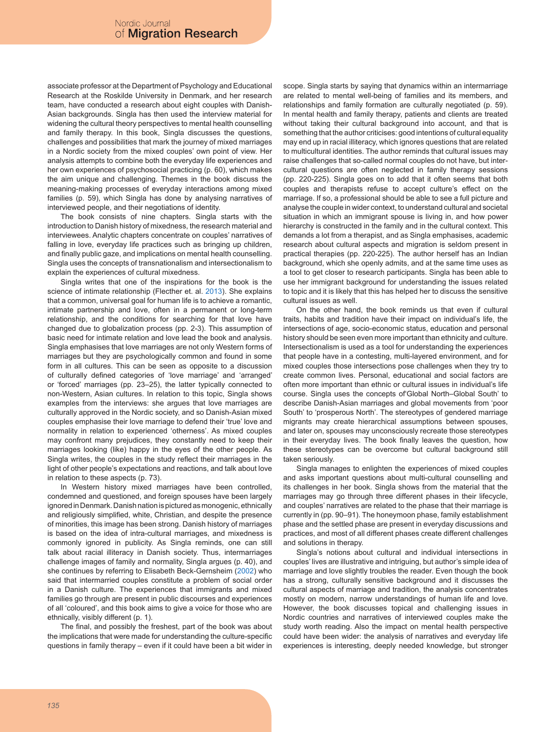associate professor at the Department of Psychology and Educational Research at the Roskilde University in Denmark, and her research team, have conducted a research about eight couples with Danish-Asian backgrounds. Singla has then used the interview material for widening the cultural theory perspectives to mental health counselling and family therapy. In this book, Singla discusses the questions, challenges and possibilities that mark the journey of mixed marriages in a Nordic society from the mixed couples' own point of view. Her analysis attempts to combine both the everyday life experiences and her own experiences of psychosocial practicing (p. 60), which makes the aim unique and challenging. Themes in the book discuss the meaning-making processes of everyday interactions among mixed families (p. 59), which Singla has done by analysing narratives of interviewed people, and their negotiations of identity.

The book consists of nine chapters. Singla starts with the introduction to Danish history of mixedness, the research material and interviewees. Analytic chapters concentrate on couples' narratives of falling in love, everyday life practices such as bringing up children, and finally public gaze, and implications on mental health counselling. Singla uses the concepts of transnationalism and intersectionalism to explain the experiences of cultural mixedness.

Singla writes that one of the inspirations for the book is the science of intimate relationship (Flecther et. al. 2013). She explains that a common, universal goal for human life is to achieve a romantic, intimate partnership and love, often in a permanent or long-term relationship, and the conditions for searching for that love have changed due to globalization process (pp. 2-3). This assumption of basic need for intimate relation and love lead the book and analysis. Singla emphasises that love marriages are not only Western forms of marriages but they are psychologically common and found in some form in all cultures. This can be seen as opposite to a discussion of culturally defined categories of 'love marriage' and 'arranged' or 'forced' marriages (pp. 23–25), the latter typically connected to non-Western, Asian cultures. In relation to this topic, Singla shows examples from the interviews: she argues that love marriages are culturally approved in the Nordic society, and so Danish-Asian mixed couples emphasise their love marriage to defend their 'true' love and normality in relation to experienced 'otherness'. As mixed couples may confront many prejudices, they constantly need to keep their marriages looking (like) happy in the eyes of the other people. As Singla writes, the couples in the study reflect their marriages in the light of other people's expectations and reactions, and talk about love in relation to these aspects (p. 73).

In Western history mixed marriages have been controlled, condemned and questioned, and foreign spouses have been largely ignored in Denmark. Danish nation is pictured as monogenic, ethnically and religiously simplified, white, Christian, and despite the presence of minorities, this image has been strong. Danish history of marriages is based on the idea of intra-cultural marriages, and mixedness is commonly ignored in publicity. As Singla reminds, one can still talk about racial illiteracy in Danish society. Thus, intermarriages challenge images of family and normality, Singla argues (p. 40), and she continues by referring to Elisabeth Beck-Gernsheim (2002) who said that intermarried couples constitute a problem of social order in a Danish culture. The experiences that immigrants and mixed families go through are present in public discourses and experiences of all 'coloured', and this book aims to give a voice for those who are ethnically, visibly different (p. 1).

The final, and possibly the freshest, part of the book was about the implications that were made for understanding the culture-specific questions in family therapy – even if it could have been a bit wider in scope. Singla starts by saying that dynamics within an intermarriage are related to mental well-being of families and its members, and relationships and family formation are culturally negotiated (p. 59). In mental health and family therapy, patients and clients are treated without taking their cultural background into account, and that is something that the author criticises: good intentions of cultural equality may end up in racial illiteracy, which ignores questions that are related to multicultural identities. The author reminds that cultural issues may raise challenges that so-called normal couples do not have, but inter-cultural questions are often neglected in family therapy sessions (pp. 220-225). Singla goes on to add that it often seems that both couples and therapists refuse to accept culture's effect on the marriage. If so, a professional should be able to see a full picture and analyse the couple in wider context, to understand cultural and societal situation in which an immigrant spouse is living in, and how power hierarchy is constructed in the family and in the cultural context. This demands a lot from a therapist, and as Singla emphasises, academic research about cultural aspects and migration is seldom present in practical therapies (pp. 220-225). The author herself has an Indian background, which she openly admits, and at the same time uses as a tool to get closer to research participants. Singla has been able to use her immigrant background for understanding the issues related to topic and it is likely that this has helped her to discuss the sensitive cultural issues as well.

On the other hand, the book reminds us that even if cultural traits, habits and tradition have their impact on individual's life, the intersections of age, socio-economic status, education and personal history should be seen even more important than ethnicity and culture. Intersectionalism is used as a tool for understanding the experiences that people have in a contesting, multi-layered environment, and for mixed couples those intersections pose challenges when they try to create common lives. Personal, educational and social factors are often more important than ethnic or cultural issues in individual's life course. Singla uses the concepts of'Global North–Global South' to describe Danish-Asian marriages and global movements from 'poor South' to 'prosperous North'. The stereotypes of gendered marriage migrants may create hierarchical assumptions between spouses, and later on, spouses may unconsciously recreate those stereotypes in their everyday lives. The book finally leaves the question, how these stereotypes can be overcome but cultural background still taken seriously.

Singla manages to enlighten the experiences of mixed couples and asks important questions about multi-cultural counselling and its challenges in her book. Singla shows from the material that the marriages may go through three different phases in their lifecycle, and couples' narratives are related to the phase that their marriage is currently in (pp. 90–91). The honeymoon phase, family establishment phase and the settled phase are present in everyday discussions and practices, and most of all different phases create different challenges and solutions in therapy.

Singla's notions about cultural and individual intersections in couples' lives are illustrative and intriguing, but author's simple idea of marriage and love slightly troubles the reader. Even though the book has a strong, culturally sensitive background and it discusses the cultural aspects of marriage and tradition, the analysis concentrates mostly on modern, narrow understandings of human life and love. However, the book discusses topical and challenging issues in Nordic countries and narratives of interviewed couples make the study worth reading. Also the impact on mental health perspective could have been wider: the analysis of narratives and everyday life experiences is interesting, deeply needed knowledge, but stronger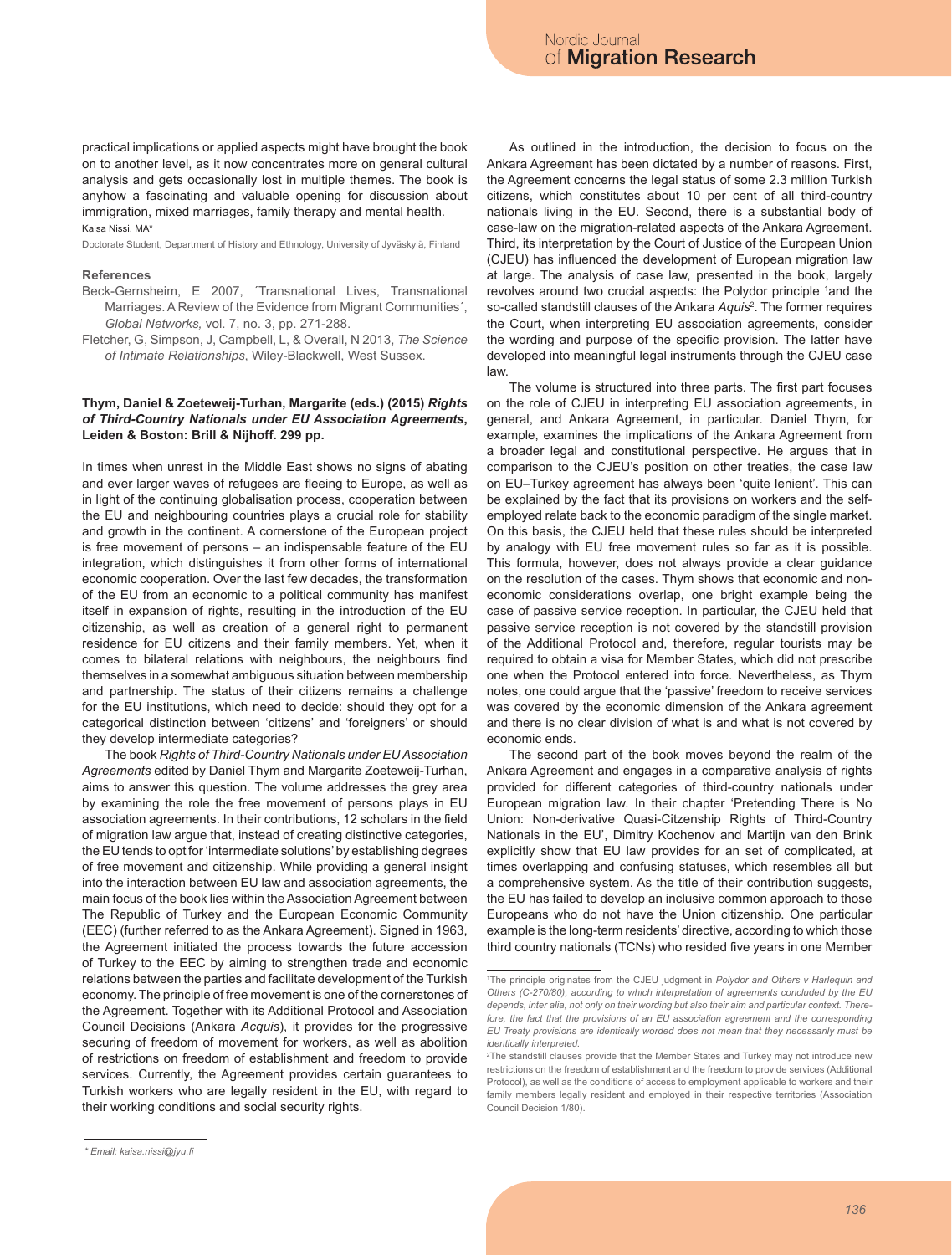practical implications or applied aspects might have brought the book on to another level, as it now concentrates more on general cultural analysis and gets occasionally lost in multiple themes. The book is anyhow a fascinating and valuable opening for discussion about immigration, mixed marriages, family therapy and mental health.

Kaisa Nissi, MA*

Doctorate Student, Department of History and Ethnology, University of Jyväskylä, Finland

**References**

Beck-Gernsheim, E 2007, ´Transnational Lives, Transnational Marriages. A Review of the Evidence from Migrant Communities´, *Global Networks,* vol. 7, no. 3, pp. 271-288.

Fletcher, G, Simpson, J, Campbell, L, & Overall, N 2013, *The Science of Intimate Relationships*, Wiley-Blackwell, West Sussex.

**Thym, Daniel & Zoeteweij-Turhan, Margarite (eds.) (2015) *Rights of Third-Country Nationals under EU Association Agreements*, Leiden & Boston: Brill & Nijhoff. 299 pp.**

In times when unrest in the Middle East shows no signs of abating and ever larger waves of refugees are fleeing to Europe, as well as in light of the continuing globalisation process, cooperation between the EU and neighbouring countries plays a crucial role for stability and growth in the continent. A cornerstone of the European project is free movement of persons – an indispensable feature of the EU integration, which distinguishes it from other forms of international economic cooperation. Over the last few decades, the transformation of the EU from an economic to a political community has manifest itself in expansion of rights, resulting in the introduction of the EU citizenship, as well as creation of a general right to permanent residence for EU citizens and their family members. Yet, when it comes to bilateral relations with neighbours, the neighbours find themselves in a somewhat ambiguous situation between membership and partnership. The status of their citizens remains a challenge for the EU institutions, which need to decide: should they opt for a categorical distinction between 'citizens' and 'foreigners' or should they develop intermediate categories?

The book *Rights of Third-Country Nationals under EU Association Agreements* edited by Daniel Thym and Margarite Zoeteweij-Turhan, aims to answer this question. The volume addresses the grey area by examining the role the free movement of persons plays in EU association agreements. In their contributions, 12 scholars in the field of migration law argue that, instead of creating distinctive categories, the EU tends to opt for 'intermediate solutions' by establishing degrees of free movement and citizenship. While providing a general insight into the interaction between EU law and association agreements, the main focus of the book lies within the Association Agreement between The Republic of Turkey and the European Economic Community (EEC) (further referred to as the Ankara Agreement). Signed in 1963, the Agreement initiated the process towards the future accession of Turkey to the EEC by aiming to strengthen trade and economic relations between the parties and facilitate development of the Turkish economy. The principle of free movement is one of the cornerstones of the Agreement. Together with its Additional Protocol and Association Council Decisions (Ankara *Acquis*), it provides for the progressive securing of freedom of movement for workers, as well as abolition of restrictions on freedom of establishment and freedom to provide services. Currently, the Agreement provides certain guarantees to Turkish workers who are legally resident in the EU, with regard to their working conditions and social security rights.

As outlined in the introduction, the decision to focus on the Ankara Agreement has been dictated by a number of reasons. First, the Agreement concerns the legal status of some 2.3 million Turkish citizens, which constitutes about 10 per cent of all third-country nationals living in the EU. Second, there is a substantial body of case-law on the migration-related aspects of the Ankara Agreement. Third, its interpretation by the Court of Justice of the European Union (CJEU) has influenced the development of European migration law at large. The analysis of case law, presented in the book, largely revolves around two crucial aspects: the Polydor principle [1]and the so-called standstill clauses of the Ankara *Aquis*[2]. The former requires the Court, when interpreting EU association agreements, consider the wording and purpose of the specific provision. The latter have developed into meaningful legal instruments through the CJEU case law.

The volume is structured into three parts. The first part focuses on the role of CJEU in interpreting EU association agreements, in general, and Ankara Agreement, in particular. Daniel Thym, for example, examines the implications of the Ankara Agreement from a broader legal and constitutional perspective. He argues that in comparison to the CJEU's position on other treaties, the case law on EU–Turkey agreement has always been 'quite lenient'. This can be explained by the fact that its provisions on workers and the self-employed relate back to the economic paradigm of the single market. On this basis, the CJEU held that these rules should be interpreted by analogy with EU free movement rules so far as it is possible. This formula, however, does not always provide a clear guidance on the resolution of the cases. Thym shows that economic and non-economic considerations overlap, one bright example being the case of passive service reception. In particular, the CJEU held that passive service reception is not covered by the standstill provision of the Additional Protocol and, therefore, regular tourists may be required to obtain a visa for Member States, which did not prescribe one when the Protocol entered into force. Nevertheless, as Thym notes, one could argue that the 'passive' freedom to receive services was covered by the economic dimension of the Ankara agreement and there is no clear division of what is and what is not covered by economic ends.

The second part of the book moves beyond the realm of the Ankara Agreement and engages in a comparative analysis of rights provided for different categories of third-country nationals under European migration law. In their chapter 'Pretending There is No Union: Non-derivative Quasi-Citizenship Rights of Third-Country Nationals in the EU', Dimitry Kochenov and Martijn van den Brink explicitly show that EU law provides for an set of complicated, at times overlapping and confusing statuses, which resembles all but a comprehensive system. As the title of their contribution suggests, the EU has failed to develop an inclusive common approach to those Europeans who do not have the Union citizenship. One particular example is the long-term residents' directive, according to which those third country nationals (TCNs) who resided five years in one Member

[1]The principle originates from the CJEU judgment in *Polydor and Others v Harlequin and Others (C-270/80), according to which interpretation of agreements concluded by the EU depends, inter alia, not only on their wording but also their aim and particular context. Therefore, the fact that the provisions of an EU association agreement and the corresponding EU Treaty provisions are identically worded does not mean that they necessarily must be identically interpreted.*

[2]The standstill clauses provide that the Member States and Turkey may not introduce new restrictions on the freedom of establishment and the freedom to provide services (Additional Protocol), as well as the conditions of access to employment applicable to workers and their family members legally resident and employed in their respective territories (Association Council Decision 1/80).

* *Email: kaisa.nissi@jyu.fi*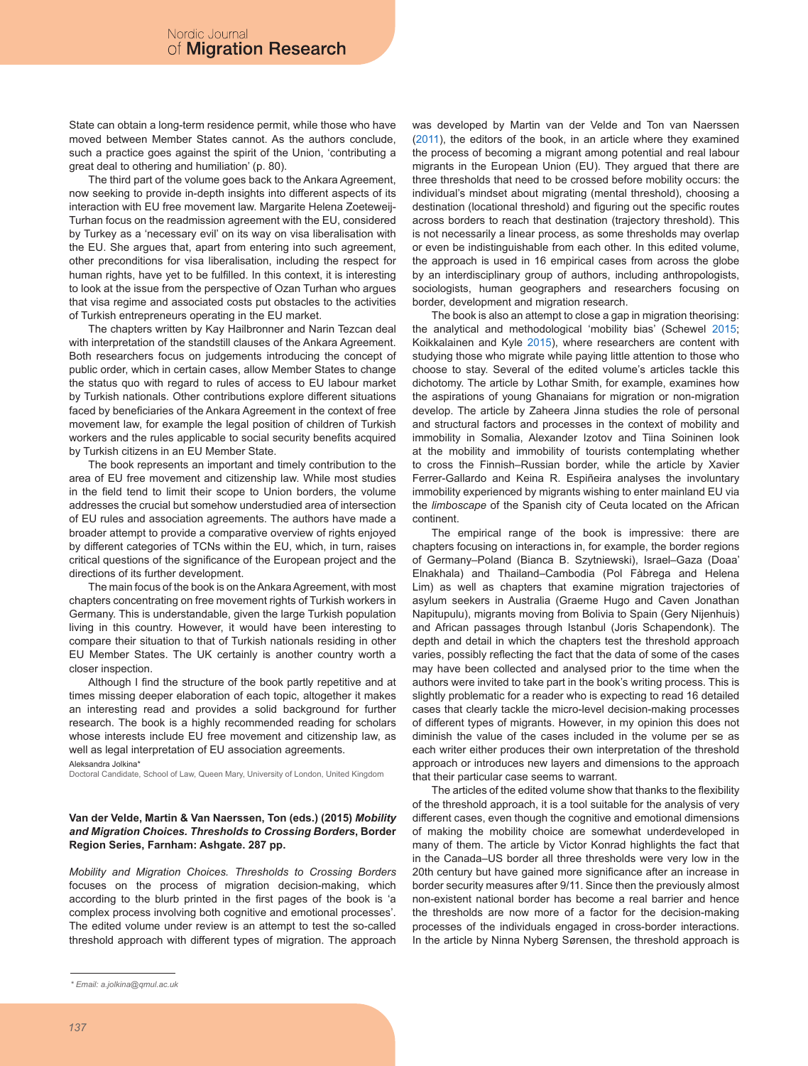State can obtain a long-term residence permit, while those who have moved between Member States cannot. As the authors conclude, such a practice goes against the spirit of the Union, 'contributing a great deal to othering and humiliation' (p. 80).

The third part of the volume goes back to the Ankara Agreement, now seeking to provide in-depth insights into different aspects of its interaction with EU free movement law. Margarite Helena Zoeteweij-Turhan focus on the readmission agreement with the EU, considered by Turkey as a 'necessary evil' on its way on visa liberalisation with the EU. She argues that, apart from entering into such agreement, other preconditions for visa liberalisation, including the respect for human rights, have yet to be fulfilled. In this context, it is interesting to look at the issue from the perspective of Ozan Turhan who argues that visa regime and associated costs put obstacles to the activities of Turkish entrepreneurs operating in the EU market.

The chapters written by Kay Hailbronner and Narin Tezcan deal with interpretation of the standstill clauses of the Ankara Agreement. Both researchers focus on judgements introducing the concept of public order, which in certain cases, allow Member States to change the status quo with regard to rules of access to EU labour market by Turkish nationals. Other contributions explore different situations faced by beneficiaries of the Ankara Agreement in the context of free movement law, for example the legal position of children of Turkish workers and the rules applicable to social security benefits acquired by Turkish citizens in an EU Member State.

The book represents an important and timely contribution to the area of EU free movement and citizenship law. While most studies in the field tend to limit their scope to Union borders, the volume addresses the crucial but somehow understudied area of intersection of EU rules and association agreements. The authors have made a broader attempt to provide a comparative overview of rights enjoyed by different categories of TCNs within the EU, which, in turn, raises critical questions of the significance of the European project and the directions of its further development.

The main focus of the book is on the Ankara Agreement, with most chapters concentrating on free movement rights of Turkish workers in Germany. This is understandable, given the large Turkish population living in this country. However, it would have been interesting to compare their situation to that of Turkish nationals residing in other EU Member States. The UK certainly is another country worth a closer inspection.

Although I find the structure of the book partly repetitive and at times missing deeper elaboration of each topic, altogether it makes an interesting read and provides a solid background for further research. The book is a highly recommended reading for scholars whose interests include EU free movement and citizenship law, as well as legal interpretation of EU association agreements.

Aleksandra Jolkina*
Doctoral Candidate, School of Law, Queen Mary, University of London, United Kingdom

**Van der Velde, Martin & Van Naerssen, Ton (eds.) (2015) *Mobility and Migration Choices. Thresholds to Crossing Borders*, Border Region Series, Farnham: Ashgate. 287 pp.**

*Mobility and Migration Choices. Thresholds to Crossing Borders* focuses on the process of migration decision-making, which according to the blurb printed in the first pages of the book is 'a complex process involving both cognitive and emotional processes'. The edited volume under review is an attempt to test the so-called threshold approach with different types of migration. The approach was developed by Martin van der Velde and Ton van Naerssen (2011), the editors of the book, in an article where they examined the process of becoming a migrant among potential and real labour migrants in the European Union (EU). They argued that there are three thresholds that need to be crossed before mobility occurs: the individual's mindset about migrating (mental threshold), choosing a destination (locational threshold) and figuring out the specific routes across borders to reach that destination (trajectory threshold). This is not necessarily a linear process, as some thresholds may overlap or even be indistinguishable from each other. In this edited volume, the approach is used in 16 empirical cases from across the globe by an interdisciplinary group of authors, including anthropologists, sociologists, human geographers and researchers focusing on border, development and migration research.

The book is also an attempt to close a gap in migration theorising: the analytical and methodological 'mobility bias' (Schewel 2015; Koikkalainen and Kyle 2015), where researchers are content with studying those who migrate while paying little attention to those who choose to stay. Several of the edited volume's articles tackle this dichotomy. The article by Lothar Smith, for example, examines how the aspirations of young Ghanaians for migration or non-migration develop. The article by Zaheera Jinna studies the role of personal and structural factors and processes in the context of mobility and immobility in Somalia, Alexander Izotov and Tiina Soininen look at the mobility and immobility of tourists contemplating whether to cross the Finnish–Russian border, while the article by Xavier Ferrer-Gallardo and Keina R. Espiñeira analyses the involuntary immobility experienced by migrants wishing to enter mainland EU via the *limboscape* of the Spanish city of Ceuta located on the African continent.

The empirical range of the book is impressive: there are chapters focusing on interactions in, for example, the border regions of Germany–Poland (Bianca B. Szytniewski), Israel–Gaza (Doaa' Elnakhala) and Thailand–Cambodia (Pol Fàbrega and Helena Lim) as well as chapters that examine migration trajectories of asylum seekers in Australia (Graeme Hugo and Caven Jonathan Napitupulu), migrants moving from Bolivia to Spain (Gery Nijenhuis) and African passages through Istanbul (Joris Schapendonk). The depth and detail in which the chapters test the threshold approach varies, possibly reflecting the fact that the data of some of the cases may have been collected and analysed prior to the time when the authors were invited to take part in the book's writing process. This is slightly problematic for a reader who is expecting to read 16 detailed cases that clearly tackle the micro-level decision-making processes of different types of migrants. However, in my opinion this does not diminish the value of the cases included in the volume per se as each writer either produces their own interpretation of the threshold approach or introduces new layers and dimensions to the approach that their particular case seems to warrant.

The articles of the edited volume show that thanks to the flexibility of the threshold approach, it is a tool suitable for the analysis of very different cases, even though the cognitive and emotional dimensions of making the mobility choice are somewhat underdeveloped in many of them. The article by Victor Konrad highlights the fact that in the Canada–US border all three thresholds were very low in the 20th century but have gained more significance after an increase in border security measures after 9/11. Since then the previously almost non-existent national border has become a real barrier and hence the thresholds are now more of a factor for the decision-making processes of the individuals engaged in cross-border interactions. In the article by Ninna Nyberg Sørensen, the threshold approach is

\* Email: a.jolkina@qmul.ac.uk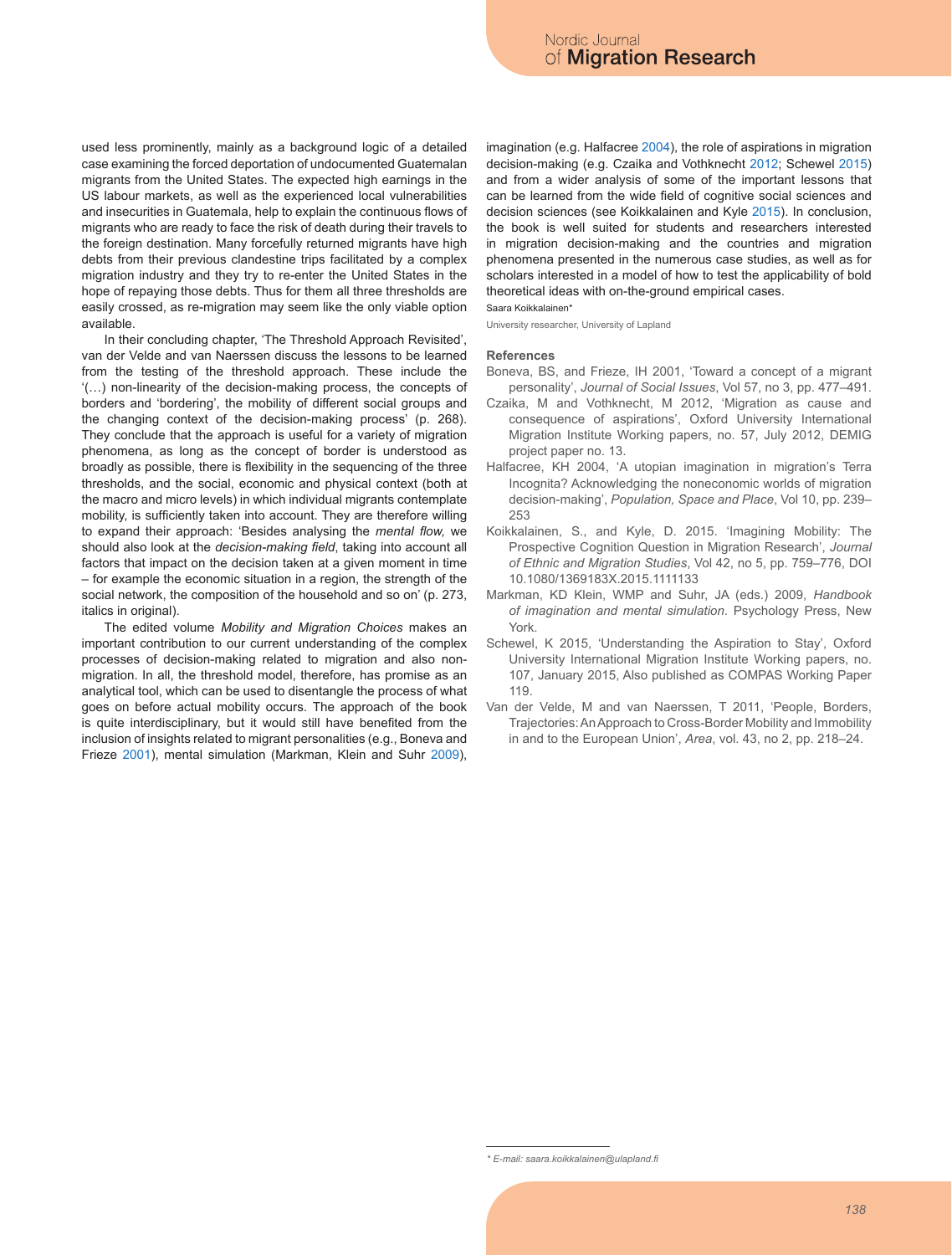used less prominently, mainly as a background logic of a detailed case examining the forced deportation of undocumented Guatemalan migrants from the United States. The expected high earnings in the US labour markets, as well as the experienced local vulnerabilities and insecurities in Guatemala, help to explain the continuous flows of migrants who are ready to face the risk of death during their travels to the foreign destination. Many forcefully returned migrants have high debts from their previous clandestine trips facilitated by a complex migration industry and they try to re-enter the United States in the hope of repaying those debts. Thus for them all three thresholds are easily crossed, as re-migration may seem like the only viable option available.

In their concluding chapter, 'The Threshold Approach Revisited', van der Velde and van Naerssen discuss the lessons to be learned from the testing of the threshold approach. These include the '(…) non-linearity of the decision-making process, the concepts of borders and 'bordering', the mobility of different social groups and the changing context of the decision-making process' (p. 268). They conclude that the approach is useful for a variety of migration phenomena, as long as the concept of border is understood as broadly as possible, there is flexibility in the sequencing of the three thresholds, and the social, economic and physical context (both at the macro and micro levels) in which individual migrants contemplate mobility, is sufficiently taken into account. They are therefore willing to expand their approach: 'Besides analysing the *mental flow,* we should also look at the *decision-making field*, taking into account all factors that impact on the decision taken at a given moment in time – for example the economic situation in a region, the strength of the social network, the composition of the household and so on' (p. 273, italics in original).

The edited volume *Mobility and Migration Choices* makes an important contribution to our current understanding of the complex processes of decision-making related to migration and also non-migration. In all, the threshold model, therefore, has promise as an analytical tool, which can be used to disentangle the process of what goes on before actual mobility occurs. The approach of the book is quite interdisciplinary, but it would still have benefited from the inclusion of insights related to migrant personalities (e.g., Boneva and Frieze 2001), mental simulation (Markman, Klein and Suhr 2009), imagination (e.g. Halfacree 2004), the role of aspirations in migration decision-making (e.g. Czaika and Vothknecht 2012; Schewel 2015) and from a wider analysis of some of the important lessons that can be learned from the wide field of cognitive social sciences and decision sciences (see Koikkalainen and Kyle 2015). In conclusion, the book is well suited for students and researchers interested in migration decision-making and the countries and migration phenomena presented in the numerous case studies, as well as for scholars interested in a model of how to test the applicability of bold theoretical ideas with on-the-ground empirical cases.

Saara Koikkalainen*

University researcher, University of Lapland

## References

Boneva, BS, and Frieze, IH 2001, 'Toward a concept of a migrant personality', *Journal of Social Issues*, Vol 57, no 3, pp. 477–491.

Czaika, M and Vothknecht, M 2012, 'Migration as cause and consequence of aspirations', Oxford University International Migration Institute Working papers, no. 57, July 2012, DEMIG project paper no. 13.

Halfacree, KH 2004, 'A utopian imagination in migration's Terra Incognita? Acknowledging the noneconomic worlds of migration decision-making', *Population, Space and Place*, Vol 10, pp. 239–253

Koikkalainen, S., and Kyle, D. 2015. 'Imagining Mobility: The Prospective Cognition Question in Migration Research', *Journal of Ethnic and Migration Studies*, Vol 42, no 5, pp. 759–776, DOI 10.1080/1369183X.2015.1111133

Markman, KD Klein, WMP and Suhr, JA (eds.) 2009, *Handbook of imagination and mental simulation*. Psychology Press, New York.

Schewel, K 2015, 'Understanding the Aspiration to Stay', Oxford University International Migration Institute Working papers, no. 107, January 2015, Also published as COMPAS Working Paper 119.

Van der Velde, M and van Naerssen, T 2011, 'People, Borders, Trajectories: An Approach to Cross-Border Mobility and Immobility in and to the European Union', *Area*, vol. 43, no 2, pp. 218–24.

\* E-mail: saara.koikkalainen@ulapland.fi